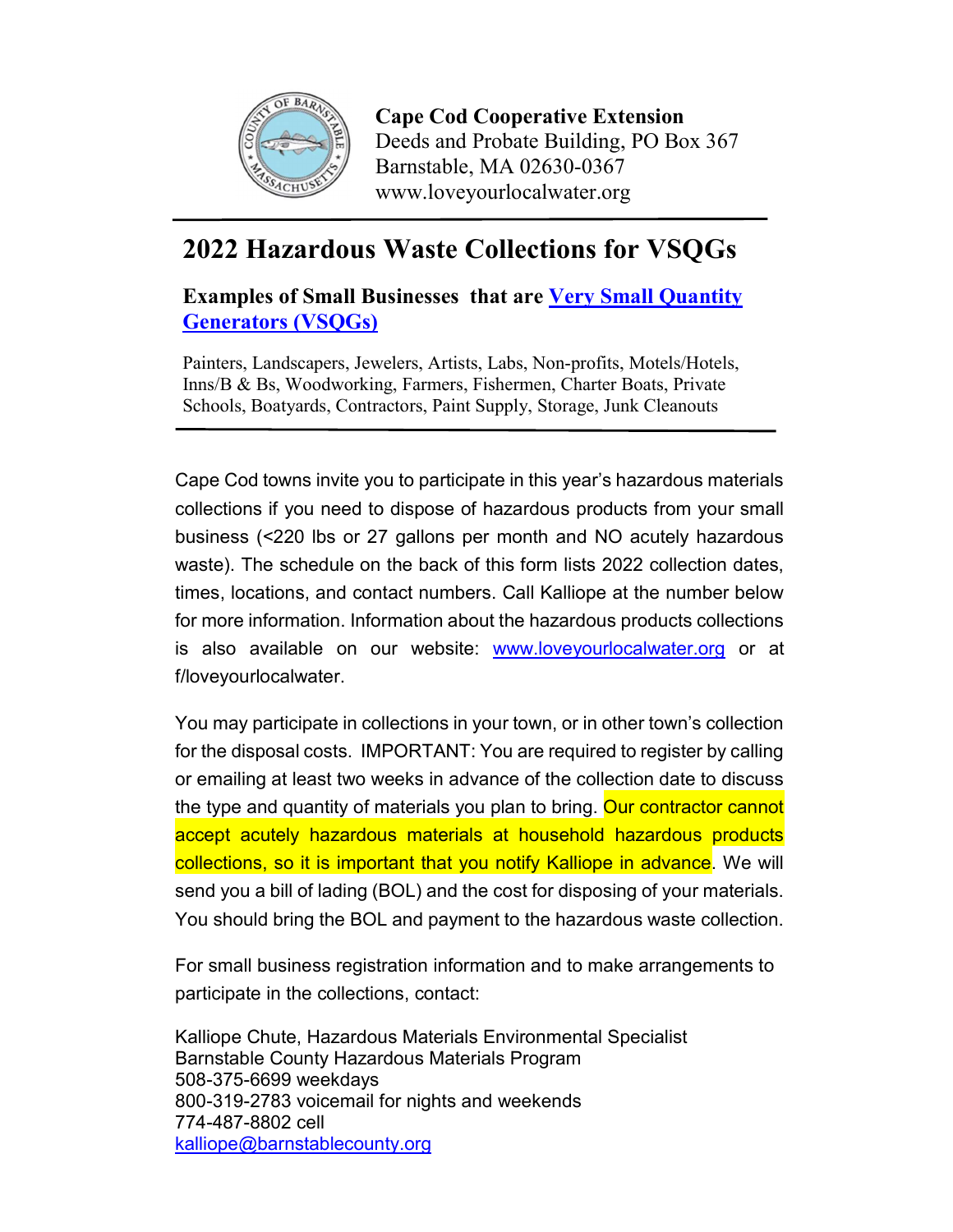**Cape Cod Cooperative Extension**
Deeds and Probate Building, PO Box 367
Barnstable, MA 02630-0367
www.loveyourlocalwater.org

# 2022 Hazardous Waste Collections for VSQGs

### Examples of Small Businesses that are [Very Small Quantity Generators (VSQGs)]

Painters, Landscapers, Jewelers, Artists, Labs, Non-profits, Motels/Hotels, Inns/B & Bs, Woodworking, Farmers, Fishermen, Charter Boats, Private Schools, Boatyards, Contractors, Paint Supply, Storage, Junk Cleanouts

---

Cape Cod towns invite you to participate in this year's hazardous materials collections if you need to dispose of hazardous products from your small business (<220 lbs or 27 gallons per month and NO acutely hazardous waste). The schedule on the back of this form lists 2022 collection dates, times, locations, and contact numbers. Call Kalliope at the number below for more information. Information about the hazardous products collections is also available on our website: www.loveyourlocalwater.org or at f/loveyourlocalwater.

You may participate in collections in your town, or in other town's collection for the disposal costs. IMPORTANT: You are required to register by calling or emailing at least two weeks in advance of the collection date to discuss the type and quantity of materials you plan to bring. Our contractor cannot accept acutely hazardous materials at household hazardous products collections, so it is important that you notify Kalliope in advance. We will send you a bill of lading (BOL) and the cost for disposing of your materials. You should bring the BOL and payment to the hazardous waste collection.

For small business registration information and to make arrangements to participate in the collections, contact:

Kalliope Chute, Hazardous Materials Environmental Specialist
Barnstable County Hazardous Materials Program
508-375-6699 weekdays
800-319-2783 voicemail for nights and weekends
774-487-8802 cell
kalliope@barnstablecounty.org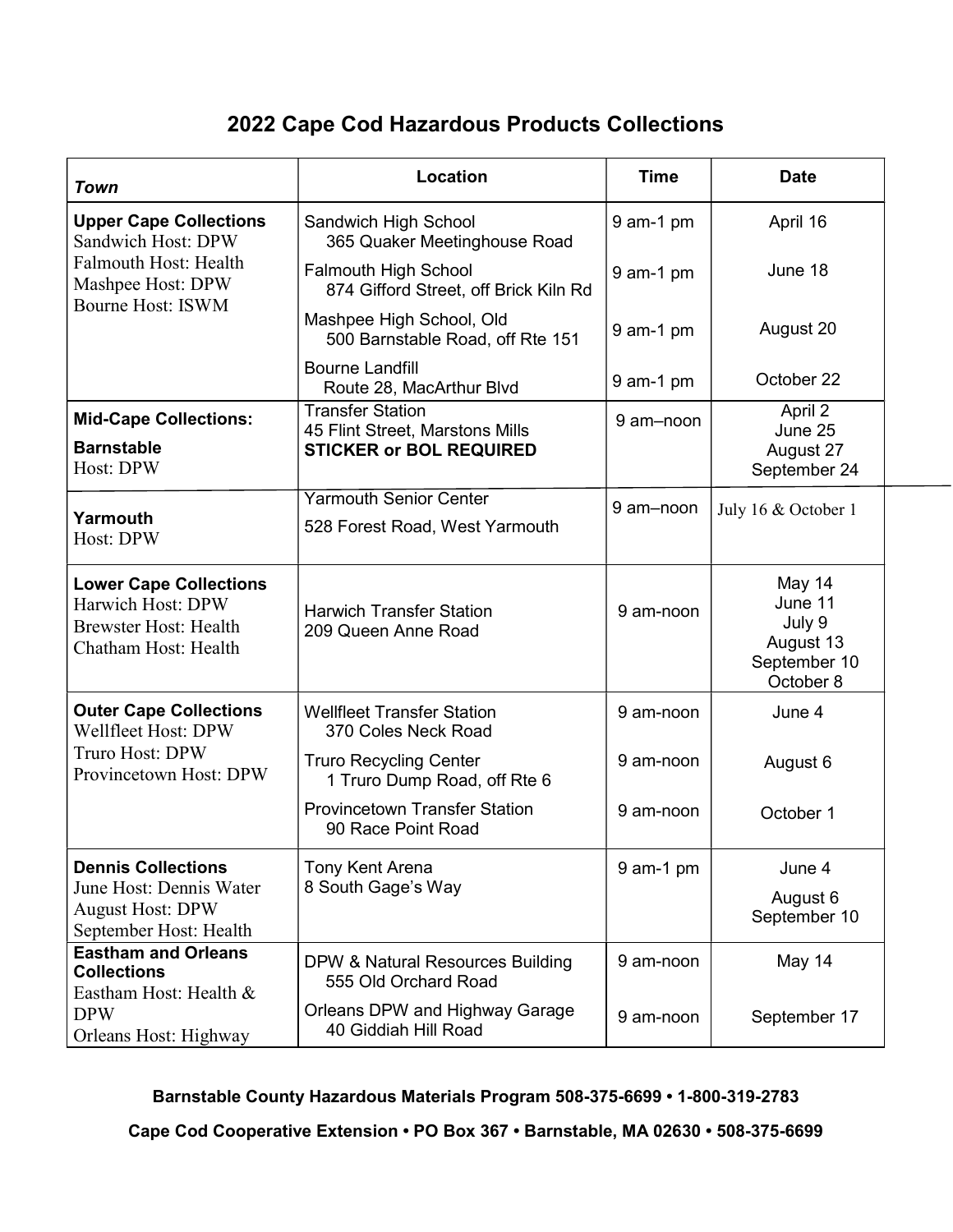# 2022 Cape Cod Hazardous Products Collections

| *Town* | Location | Time | Date |
|---|---|---|---|
| **Upper Cape Collections**<br>Sandwich Host: DPW<br>Falmouth Host: Health<br>Mashpee Host: DPW<br>Bourne Host: ISWM | Sandwich High School<br>365 Quaker Meetinghouse Road | 9 am-1 pm | April 16 |
| | Falmouth High School<br>874 Gifford Street, off Brick Kiln Rd | 9 am-1 pm | June 18 |
| | Mashpee High School, Old<br>500 Barnstable Road, off Rte 151 | 9 am-1 pm | August 20 |
| | Bourne Landfill<br>Route 28, MacArthur Blvd | 9 am-1 pm | October 22 |
| **Mid-Cape Collections:**<br>**Barnstable**<br>Host: DPW | Transfer Station<br>45 Flint Street, Marstons Mills<br>**STICKER or BOL REQUIRED** | 9 am–noon | April 2<br>June 25<br>August 27<br>September 24 |
| **Yarmouth**<br>Host: DPW | Yarmouth Senior Center<br>528 Forest Road, West Yarmouth | 9 am–noon | July 16 & October 1 |
| **Lower Cape Collections**<br>Harwich Host: DPW<br>Brewster Host: Health<br>Chatham Host: Health | Harwich Transfer Station<br>209 Queen Anne Road | 9 am-noon | May 14<br>June 11<br>July 9<br>August 13<br>September 10<br>October 8 |
| **Outer Cape Collections**<br>Wellfleet Host: DPW<br>Truro Host: DPW<br>Provincetown Host: DPW | Wellfleet Transfer Station<br>370 Coles Neck Road | 9 am-noon | June 4 |
| | Truro Recycling Center<br>1 Truro Dump Road, off Rte 6 | 9 am-noon | August 6 |
| | Provincetown Transfer Station<br>90 Race Point Road | 9 am-noon | October 1 |
| **Dennis Collections**<br>June Host: Dennis Water<br>August Host: DPW<br>September Host: Health | Tony Kent Arena<br>8 South Gage's Way | 9 am-1 pm | June 4<br>August 6<br>September 10 |
| **Eastham and Orleans Collections**<br>Eastham Host: Health & DPW<br>Orleans Host: Highway | DPW & Natural Resources Building<br>555 Old Orchard Road | 9 am-noon | May 14 |
| | Orleans DPW and Highway Garage<br>40 Giddiah Hill Road | 9 am-noon | September 17 |

**Barnstable County Hazardous Materials Program 508-375-6699 • 1-800-319-2783**

**Cape Cod Cooperative Extension • PO Box 367 • Barnstable, MA 02630 • 508-375-6699**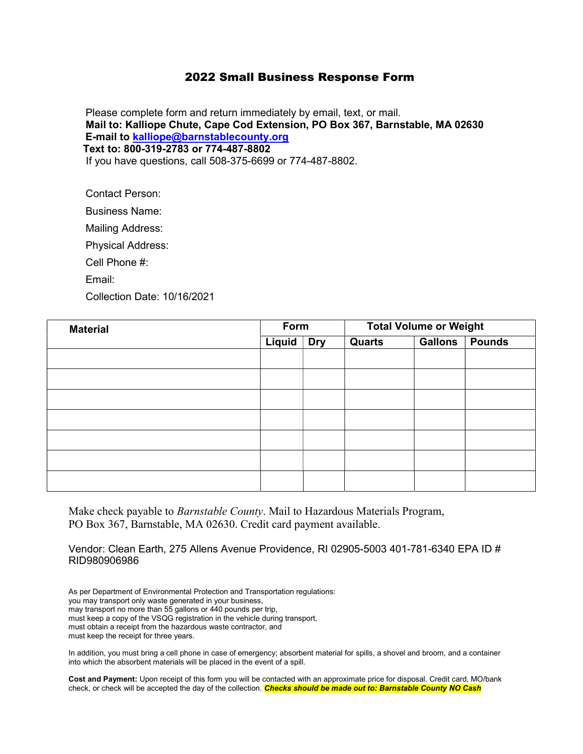# 2022 Small Business Response Form

Please complete form and return immediately by email, text, or mail.
**Mail to: Kalliope Chute, Cape Cod Extension, PO Box 367, Barnstable, MA 02630**
**E-mail to kalliope@barnstablecounty.org**
**Text to: 800-319-2783 or 774-487-8802**
If you have questions, call 508-375-6699 or 774-487-8802.

Contact Person:

Business Name:

Mailing Address:

Physical Address:

Cell Phone #:

Email:

Collection Date: 10/16/2021

| Material | Form | | Total Volume or Weight | | |
|---|---|---|---|---|---|
| | Liquid | Dry | Quarts | Gallons | Pounds |
| | | | | | |
| | | | | | |
| | | | | | |
| | | | | | |
| | | | | | |
| | | | | | |
| | | | | | |

Make check payable to *Barnstable County*. Mail to Hazardous Materials Program, PO Box 367, Barnstable, MA 02630. Credit card payment available.

Vendor: Clean Earth, 275 Allens Avenue Providence, RI 02905-5003 401-781-6340 EPA ID # RID980906986

As per Department of Environmental Protection and Transportation regulations:
you may transport only waste generated in your business,
may transport no more than 55 gallons or 440 pounds per trip,
must keep a copy of the VSQG registration in the vehicle during transport,
must obtain a receipt from the hazardous waste contractor, and
must keep the receipt for three years.

In addition, you must bring a cell phone in case of emergency; absorbent material for spills, a shovel and broom, and a container into which the absorbent materials will be placed in the event of a spill.

**Cost and Payment:** Upon receipt of this form you will be contacted with an approximate price for disposal. Credit card, MO/bank check, or check will be accepted the day of the collection. ***Checks should be made out to: Barnstable County NO Cash***